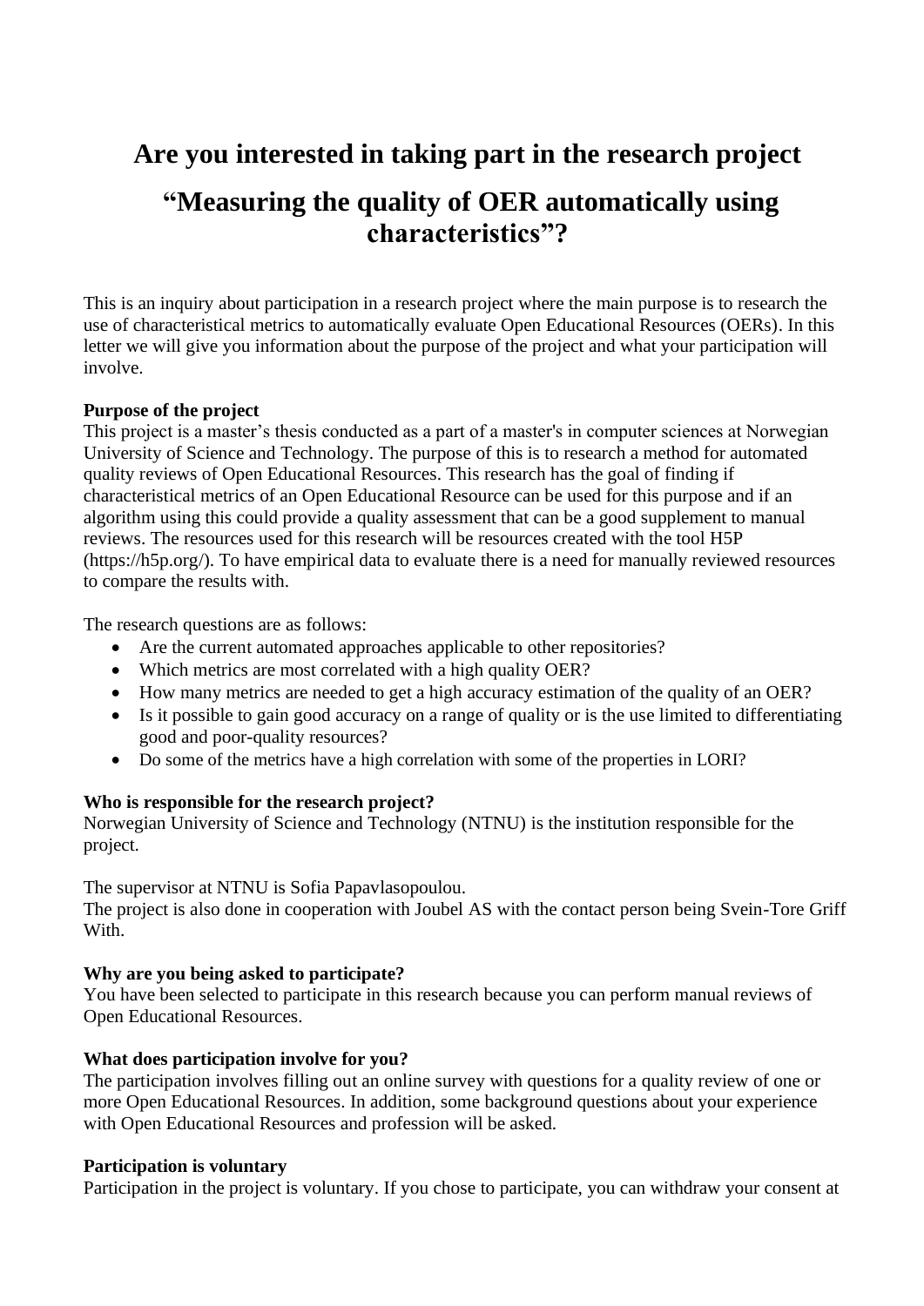# Are you interested in taking part in the research project

# "Measuring the quality of OER automatically using characteristics"?

This is an inquiry about participation in a research project where the main purpose is to research the use of characteristical metrics to automatically evaluate Open Educational Resources (OERs). In this letter we will give you information about the purpose of the project and what your participation will involve.

**Purpose of the project**

This project is a master's thesis conducted as a part of a master's in computer sciences at Norwegian University of Science and Technology. The purpose of this is to research a method for automated quality reviews of Open Educational Resources. This research has the goal of finding if characteristical metrics of an Open Educational Resource can be used for this purpose and if an algorithm using this could provide a quality assessment that can be a good supplement to manual reviews. The resources used for this research will be resources created with the tool H5P (https://h5p.org/). To have empirical data to evaluate there is a need for manually reviewed resources to compare the results with.

The research questions are as follows:

- Are the current automated approaches applicable to other repositories?
- Which metrics are most correlated with a high quality OER?
- How many metrics are needed to get a high accuracy estimation of the quality of an OER?
- Is it possible to gain good accuracy on a range of quality or is the use limited to differentiating good and poor-quality resources?
- Do some of the metrics have a high correlation with some of the properties in LORI?

**Who is responsible for the research project?**

Norwegian University of Science and Technology (NTNU) is the institution responsible for the project.

The supervisor at NTNU is Sofia Papavlasopoulou.
The project is also done in cooperation with Joubel AS with the contact person being Svein-Tore Griff With.

**Why are you being asked to participate?**

You have been selected to participate in this research because you can perform manual reviews of Open Educational Resources.

**What does participation involve for you?**

The participation involves filling out an online survey with questions for a quality review of one or more Open Educational Resources. In addition, some background questions about your experience with Open Educational Resources and profession will be asked.

**Participation is voluntary**

Participation in the project is voluntary. If you chose to participate, you can withdraw your consent at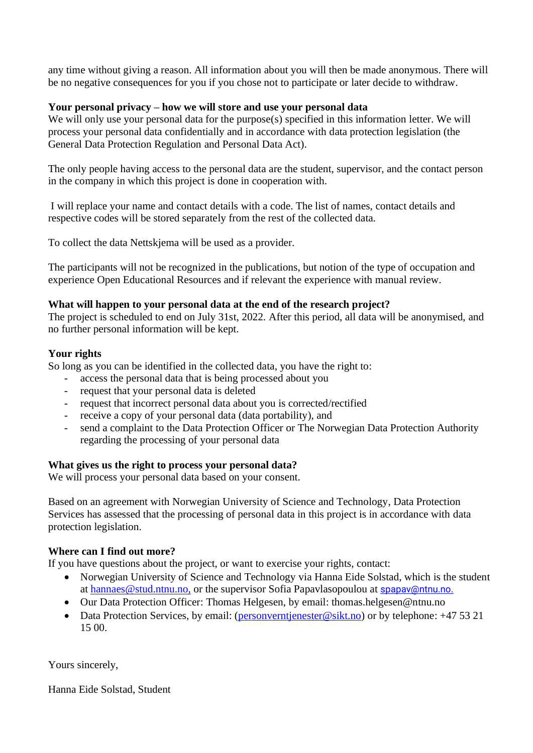any time without giving a reason. All information about you will then be made anonymous. There will be no negative consequences for you if you chose not to participate or later decide to withdraw.

**Your personal privacy – how we will store and use your personal data**

We will only use your personal data for the purpose(s) specified in this information letter. We will process your personal data confidentially and in accordance with data protection legislation (the General Data Protection Regulation and Personal Data Act).

The only people having access to the personal data are the student, supervisor, and the contact person in the company in which this project is done in cooperation with.

I will replace your name and contact details with a code. The list of names, contact details and respective codes will be stored separately from the rest of the collected data.

To collect the data Nettskjema will be used as a provider.

The participants will not be recognized in the publications, but notion of the type of occupation and experience Open Educational Resources and if relevant the experience with manual review.

**What will happen to your personal data at the end of the research project?**

The project is scheduled to end on July 31st, 2022. After this period, all data will be anonymised, and no further personal information will be kept.

**Your rights**

So long as you can be identified in the collected data, you have the right to:

- access the personal data that is being processed about you
- request that your personal data is deleted
- request that incorrect personal data about you is corrected/rectified
- receive a copy of your personal data (data portability), and
- send a complaint to the Data Protection Officer or The Norwegian Data Protection Authority regarding the processing of your personal data

**What gives us the right to process your personal data?**

We will process your personal data based on your consent.

Based on an agreement with Norwegian University of Science and Technology, Data Protection Services has assessed that the processing of personal data in this project is in accordance with data protection legislation.

**Where can I find out more?**

If you have questions about the project, or want to exercise your rights, contact:

- Norwegian University of Science and Technology via Hanna Eide Solstad, which is the student at hannaes@stud.ntnu.no, or the supervisor Sofia Papavlasopoulou at spapav@ntnu.no.
- Our Data Protection Officer: Thomas Helgesen, by email: thomas.helgesen@ntnu.no
- Data Protection Services, by email: (personverntjenester@sikt.no) or by telephone: +47 53 21 15 00.

Yours sincerely,

Hanna Eide Solstad, Student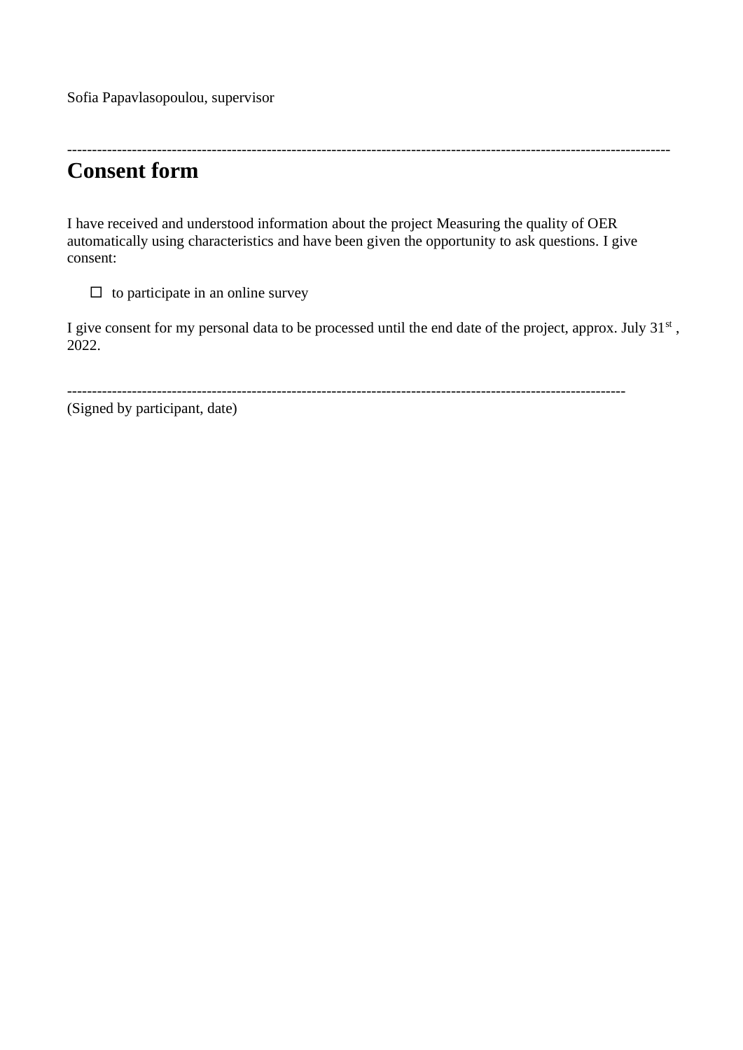Sofia Papavlasopoulou, supervisor

---

# Consent form

I have received and understood information about the project Measuring the quality of OER automatically using characteristics and have been given the opportunity to ask questions. I give consent:

- ☐ to participate in an online survey

I give consent for my personal data to be processed until the end date of the project, approx. July 31st, 2022.

--------------------------------------------------------------------------------------------------------------
(Signed by participant, date)